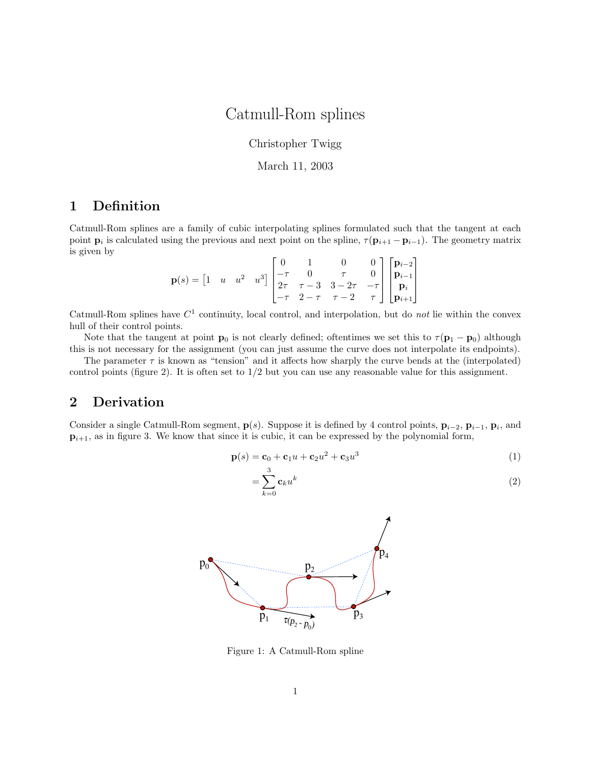# Catmull-Rom splines

Christopher Twigg

March 11, 2003

## 1 Definition

Catmull-Rom splines are a family of cubic interpolating splines formulated such that the tangent at each point $\mathbf{p}_i$ is calculated using the previous and next point on the spline, $\tau(\mathbf{p}_{i+1} - \mathbf{p}_{i-1})$. The geometry matrix is given by

$$\mathbf{p}(s) = \begin{bmatrix} 1 & u & u^2 & u^3 \end{bmatrix} \begin{bmatrix} 0 & 1 & 0 & 0 \\ -\tau & 0 & \tau & 0 \\ 2\tau & \tau - 3 & 3 - 2\tau & -\tau \\ -\tau & 2 - \tau & \tau - 2 & \tau \end{bmatrix} \begin{bmatrix} \mathbf{p}_{i-2} \\ \mathbf{p}_{i-1} \\ \mathbf{p}_i \\ \mathbf{p}_{i+1} \end{bmatrix}$$

Catmull-Rom splines have $C^1$ continuity, local control, and interpolation, but do *not* lie within the convex hull of their control points.

Note that the tangent at point $\mathbf{p}_0$ is not clearly defined; oftentimes we set this to $\tau(\mathbf{p}_1 - \mathbf{p}_0)$ although this is not necessary for the assignment (you can just assume the curve does not interpolate its endpoints).

The parameter $\tau$ is known as "tension" and it affects how sharply the curve bends at the (interpolated) control points (figure 2). It is often set to 1/2 but you can use any reasonable value for this assignment.

## 2 Derivation

Consider a single Catmull-Rom segment, $\mathbf{p}(s)$. Suppose it is defined by 4 control points, $\mathbf{p}_{i-2}$, $\mathbf{p}_{i-1}$, $\mathbf{p}_i$, and $\mathbf{p}_{i+1}$, as in figure 3. We know that since it is cubic, it can be expressed by the polynomial form,

$$\mathbf{p}(s) = \mathbf{c}_0 + \mathbf{c}_1 u + \mathbf{c}_2 u^2 + \mathbf{c}_3 u^3 \tag{1}$$

$$= \sum_{k=0}^{3} \mathbf{c}_k u^k \tag{2}$$

Figure 1: A Catmull-Rom spline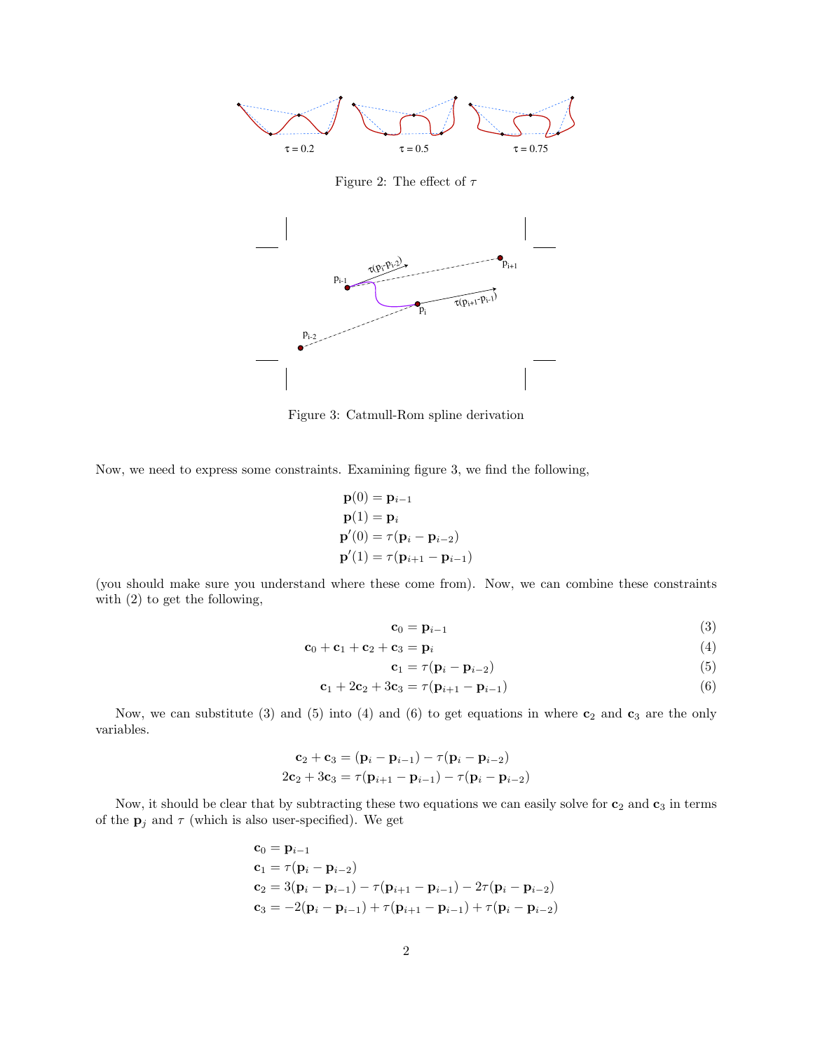Figure 2: The effect of $\tau$

Figure 3: Catmull-Rom spline derivation

Now, we need to express some constraints. Examining figure 3, we find the following,

$$
\begin{aligned}
\mathbf{p}(0) &= \mathbf{p}_{i-1} \\
\mathbf{p}(1) &= \mathbf{p}_i \\
\mathbf{p}'(0) &= \tau(\mathbf{p}_i - \mathbf{p}_{i-2}) \\
\mathbf{p}'(1) &= \tau(\mathbf{p}_{i+1} - \mathbf{p}_{i-1})
\end{aligned}
$$

(you should make sure you understand where these come from). Now, we can combine these constraints with (2) to get the following,

$$\mathbf{c}_0 = \mathbf{p}_{i-1} \tag{3}$$

$$\mathbf{c}_0 + \mathbf{c}_1 + \mathbf{c}_2 + \mathbf{c}_3 = \mathbf{p}_i \tag{4}$$

$$\mathbf{c}_1 = \tau(\mathbf{p}_i - \mathbf{p}_{i-2}) \tag{5}$$

$$\mathbf{c}_1 + 2\mathbf{c}_2 + 3\mathbf{c}_3 = \tau(\mathbf{p}_{i+1} - \mathbf{p}_{i-1}) \tag{6}$$

Now, we can substitute (3) and (5) into (4) and (6) to get equations in where $\mathbf{c}_2$ and $\mathbf{c}_3$ are the only variables.

$$
\begin{aligned}
\mathbf{c}_2 + \mathbf{c}_3 &= (\mathbf{p}_i - \mathbf{p}_{i-1}) - \tau(\mathbf{p}_i - \mathbf{p}_{i-2}) \\
2\mathbf{c}_2 + 3\mathbf{c}_3 &= \tau(\mathbf{p}_{i+1} - \mathbf{p}_{i-1}) - \tau(\mathbf{p}_i - \mathbf{p}_{i-2})
\end{aligned}
$$

Now, it should be clear that by subtracting these two equations we can easily solve for $\mathbf{c}_2$ and $\mathbf{c}_3$ in terms of the $\mathbf{p}_j$ and $\tau$ (which is also user-specified). We get

$$
\begin{aligned}
\mathbf{c}_0 &= \mathbf{p}_{i-1} \\
\mathbf{c}_1 &= \tau(\mathbf{p}_i - \mathbf{p}_{i-2}) \\
\mathbf{c}_2 &= 3(\mathbf{p}_i - \mathbf{p}_{i-1}) - \tau(\mathbf{p}_{i+1} - \mathbf{p}_{i-1}) - 2\tau(\mathbf{p}_i - \mathbf{p}_{i-2}) \\
\mathbf{c}_3 &= -2(\mathbf{p}_i - \mathbf{p}_{i-1}) + \tau(\mathbf{p}_{i+1} - \mathbf{p}_{i-1}) + \tau(\mathbf{p}_i - \mathbf{p}_{i-2})
\end{aligned}
$$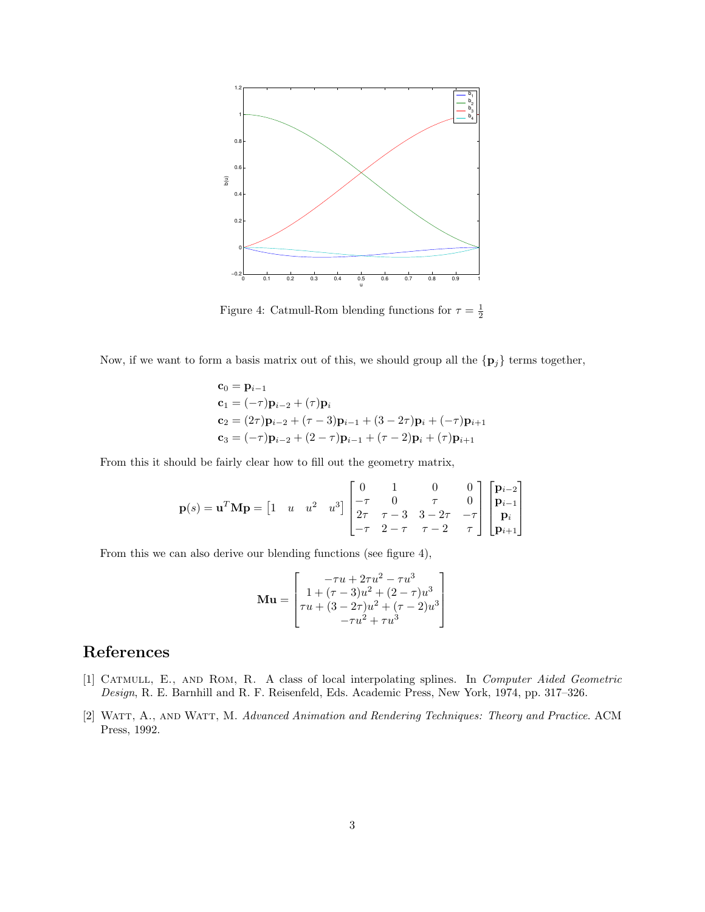1.2

1

0.8

0.6

0.4

0.2

0

−0.2

0 0.1 0.2 0.3 0.4 0.5 0.6 0.7 0.8 0.9 1

u

b(u)

b1
b2
b3
b4

Figure 4: Catmull-Rom blending functions for $\tau = \frac{1}{2}$

Now, if we want to form a basis matrix out of this, we should group all the $\{\mathbf{p}_j\}$ terms together,

$$
\begin{aligned}
\mathbf{c}_0 &= \mathbf{p}_{i-1} \\
\mathbf{c}_1 &= (-\tau)\mathbf{p}_{i-2} + (\tau)\mathbf{p}_i \\
\mathbf{c}_2 &= (2\tau)\mathbf{p}_{i-2} + (\tau - 3)\mathbf{p}_{i-1} + (3 - 2\tau)\mathbf{p}_i + (-\tau)\mathbf{p}_{i+1} \\
\mathbf{c}_3 &= (-\tau)\mathbf{p}_{i-2} + (2 - \tau)\mathbf{p}_{i-1} + (\tau - 2)\mathbf{p}_i + (\tau)\mathbf{p}_{i+1}
\end{aligned}
$$

From this it should be fairly clear how to fill out the geometry matrix,

$$
\mathbf{p}(s) = \mathbf{u}^T\mathbf{M}\mathbf{p} = \begin{bmatrix} 1 & u & u^2 & u^3 \end{bmatrix} \begin{bmatrix} 0 & 1 & 0 & 0 \\ -\tau & 0 & \tau & 0 \\ 2\tau & \tau - 3 & 3 - 2\tau & -\tau \\ -\tau & 2 - \tau & \tau - 2 & \tau \end{bmatrix} \begin{bmatrix} \mathbf{p}_{i-2} \\ \mathbf{p}_{i-1} \\ \mathbf{p}_i \\ \mathbf{p}_{i+1} \end{bmatrix}
$$

From this we can also derive our blending functions (see figure 4),

$$
\mathbf{M}\mathbf{u} = \begin{bmatrix} -\tau u + 2\tau u^2 - \tau u^3 \\ 1 + (\tau - 3)u^2 + (2 - \tau)u^3 \\ \tau u + (3 - 2\tau)u^2 + (\tau - 2)u^3 \\ -\tau u^2 + \tau u^3 \end{bmatrix}
$$

## References

[1] Catmull, E., and Rom, R. A class of local interpolating splines. In *Computer Aided Geometric Design*, R. E. Barnhill and R. F. Reisenfeld, Eds. Academic Press, New York, 1974, pp. 317–326.

[2] Watt, A., and Watt, M. *Advanced Animation and Rendering Techniques: Theory and Practice*. ACM Press, 1992.